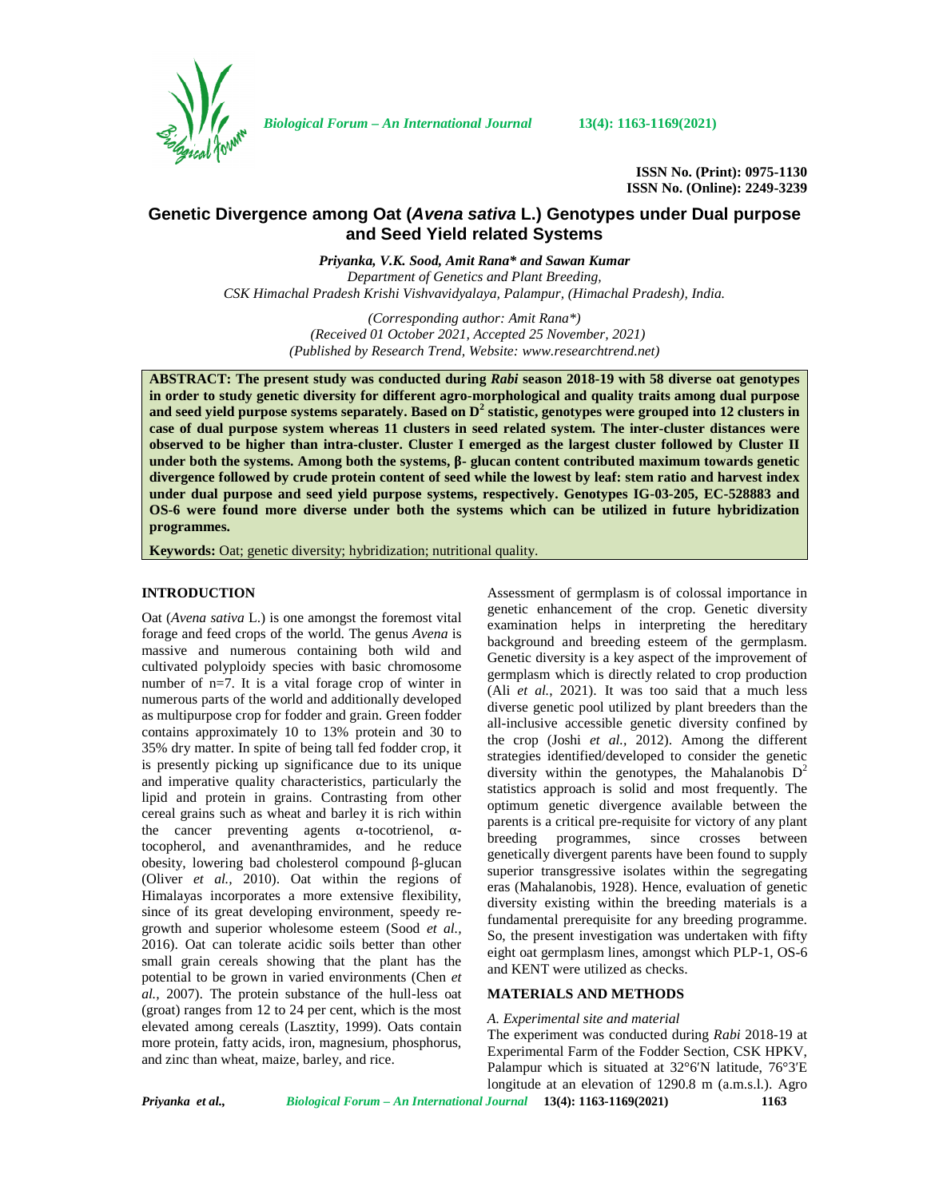ISSN No. (Print): 0975-1130
ISSN No. (Online): 2249-3239

# Genetic Divergence among Oat (*Avena sativa* L.) Genotypes under Dual purpose and Seed Yield related Systems

***Priyanka, V.K. Sood, Amit Rana\* and Sawan Kumar***
*Department of Genetics and Plant Breeding,*
*CSK Himachal Pradesh Krishi Vishvavidyalaya, Palampur, (Himachal Pradesh), India.*

*(Corresponding author: Amit Rana\*)*
*(Received 01 October 2021, Accepted 25 November, 2021)*
*(Published by Research Trend, Website: www.researchtrend.net)*

**ABSTRACT: The present study was conducted during *Rabi* season 2018-19 with 58 diverse oat genotypes in order to study genetic diversity for different agro-morphological and quality traits among dual purpose and seed yield purpose systems separately. Based on $D^2$ statistic, genotypes were grouped into 12 clusters in case of dual purpose system whereas 11 clusters in seed related system. The inter-cluster distances were observed to be higher than intra-cluster. Cluster I emerged as the largest cluster followed by Cluster II under both the systems. Among both the systems, β- glucan content contributed maximum towards genetic divergence followed by crude protein content of seed while the lowest by leaf: stem ratio and harvest index under dual purpose and seed yield purpose systems, respectively. Genotypes IG-03-205, EC-528883 and OS-6 were found more diverse under both the systems which can be utilized in future hybridization programmes.**

**Keywords:** Oat; genetic diversity; hybridization; nutritional quality.

## INTRODUCTION

Oat (*Avena sativa* L.) is one amongst the foremost vital forage and feed crops of the world. The genus *Avena* is massive and numerous containing both wild and cultivated polyploidy species with basic chromosome number of n=7. It is a vital forage crop of winter in numerous parts of the world and additionally developed as multipurpose crop for fodder and grain. Green fodder contains approximately 10 to 13% protein and 30 to 35% dry matter. In spite of being tall fed fodder crop, it is presently picking up significance due to its unique and imperative quality characteristics, particularly the lipid and protein in grains. Contrasting from other cereal grains such as wheat and barley it is rich within the cancer preventing agents α-tocotrienol, α-tocopherol, and avenanthramides, and he reduce obesity, lowering bad cholesterol compound β-glucan (Oliver *et al.,* 2010). Oat within the regions of Himalayas incorporates a more extensive flexibility, since of its great developing environment, speedy re-growth and superior wholesome esteem (Sood *et al.,* 2016). Oat can tolerate acidic soils better than other small grain cereals showing that the plant has the potential to be grown in varied environments (Chen *et al.,* 2007). The protein substance of the hull-less oat (groat) ranges from 12 to 24 per cent, which is the most elevated among cereals (Lasztity, 1999). Oats contain more protein, fatty acids, iron, magnesium, phosphorus, and zinc than wheat, maize, barley, and rice.

Assessment of germplasm is of colossal importance in genetic enhancement of the crop. Genetic diversity examination helps in interpreting the hereditary background and breeding esteem of the germplasm. Genetic diversity is a key aspect of the improvement of germplasm which is directly related to crop production (Ali *et al.*, 2021). It was too said that a much less diverse genetic pool utilized by plant breeders than the all-inclusive accessible genetic diversity confined by the crop (Joshi *et al.,* 2012). Among the different strategies identified/developed to consider the genetic diversity within the genotypes, the Mahalanobis $D^2$ statistics approach is solid and most frequently. The optimum genetic divergence available between the parents is a critical pre-requisite for victory of any plant breeding programmes, since crosses between genetically divergent parents have been found to supply superior transgressive isolates within the segregating eras (Mahalanobis, 1928). Hence, evaluation of genetic diversity existing within the breeding materials is a fundamental prerequisite for any breeding programme. So, the present investigation was undertaken with fifty eight oat germplasm lines, amongst which PLP-1, OS-6 and KENT were utilized as checks.

## MATERIALS AND METHODS

### *A. Experimental site and material*

The experiment was conducted during *Rabi* 2018-19 at Experimental Farm of the Fodder Section, CSK HPKV, Palampur which is situated at 32°6′N latitude, 76°3′E longitude at an elevation of 1290.8 m (a.m.s.l.). Agro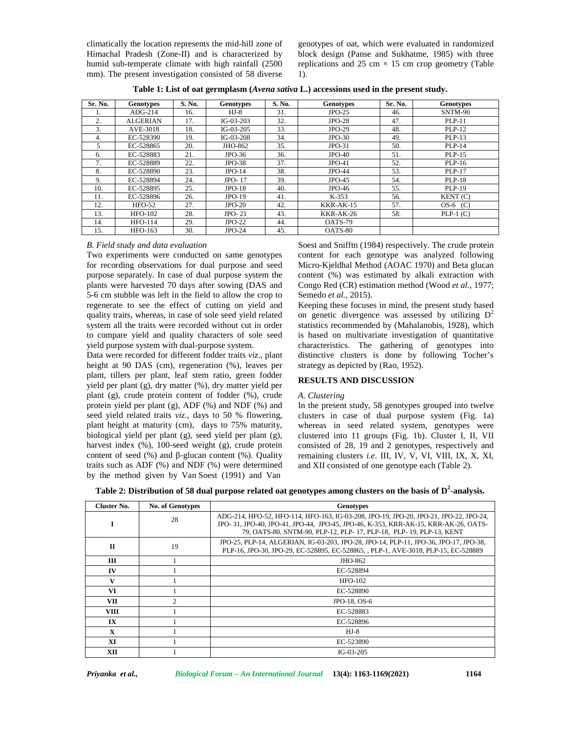climatically the location represents the mid-hill zone of Himachal Pradesh (Zone-II) and is characterized by humid sub-temperate climate with high rainfall (2500 mm). The present investigation consisted of 58 diverse genotypes of oat, which were evaluated in randomized block design (Panse and Sukhatme, 1985) with three replications and 25 cm × 15 cm crop geometry (Table 1).

**Table 1: List of oat germplasm (*Avena sativa* L.) accessions used in the present study.**

| Sr. No. | Genotypes | S. No. | Genotypes | S. No. | Genotypes | Sr. No. | Genotypes |
|---|---|---|---|---|---|---|---|
| 1. | ADG-214 | 16. | HJ-8 | 31. | JPO-25 | 46. | SNTM-90 |
| 2. | ALGERIAN | 17. | IG-03-203 | 32. | JPO-28 | 47. | PLP-11 |
| 3. | AVE-3018 | 18. | IG-03-205 | 33. | JPO-29 | 48. | PLP-12 |
| 4. | EC-528390 | 19. | IG-03-208 | 34. | JPO-30 | 49. | PLP-13 |
| 5 | EC-528865 | 20. | JHO-862 | 35. | JPO-31 | 50. | PLP-14 |
| 6. | EC-528883 | 21. | JPO-36 | 36. | JPO-40 | 51. | PLP-15 |
| 7. | EC-528889 | 22. | JPO-38 | 37. | JPO-41 | 52. | PLP-16 |
| 8. | EC-528890 | 23. | JPO-14 | 38. | JPO-44 | 53. | PLP-17 |
| 9. | EC-528894 | 24. | JPO- 17 | 39. | JPO-45 | 54. | PLP-18 |
| 10. | EC-528895 | 25. | JPO-18 | 40. | JPO-46 | 55. | PLP-19 |
| 11. | EC-528896 | 26. | JPO-19 | 41. | K-353 | 56. | KENT (C) |
| 12. | HFO-52 | 27. | JPO-20 | 42. | KKR-AK-15 | 57. | OS-6 (C) |
| 13. | HFO-102 | 28. | JPO- 21 | 43. | KKR-AK-26 | 58. | PLP-1 (C) |
| 14. | HFO-114 | 29. | JPO-22 | 44. | OATS-79 | | |
| 15. | HFO-163 | 30. | JPO-24 | 45. | OATS-80 | | |

*B. Field study and data evaluation*

Two experiments were conducted on same genotypes for recording observations for dual purpose and seed purpose separately. In case of dual purpose system the plants were harvested 70 days after sowing (DAS and 5-6 cm stubble was left in the field to allow the crop to regenerate to see the effect of cutting on yield and quality traits, whereas, in case of sole seed yield related system all the traits were recorded without cut in order to compare yield and quality characters of sole seed yield purpose system with dual-purpose system.

Data were recorded for different fodder traits *viz*., plant height at 90 DAS (cm), regeneration (%), leaves per plant, tillers per plant, leaf stem ratio, green fodder yield per plant (g), dry matter (%), dry matter yield per plant (g), crude protein content of fodder (%), crude protein yield per plant (g), ADF (%) and NDF (%) and seed yield related traits *viz*., days to 50 % flowering, plant height at maturity (cm), days to 75% maturity, biological yield per plant (g), seed yield per plant (g), harvest index (%), 100-seed weight (g), crude protein content of seed (%) and β-glucan content (%). Quality traits such as ADF (%) and NDF (%) were determined by the method given by Van Soest (1991) and Van Soest and Snifftn (1984) respectively. The crude protein content for each genotype was analyzed following Micro-Kjeldhal Method (AOAC 1970) and Beta glucan content (%) was estimated by alkali extraction with Congo Red (CR) estimation method (Wood *et al.*, 1977; Semedo *et al.,* 2015).

Keeping these focuses in mind, the present study based on genetic divergence was assessed by utilizing $D^2$ statistics recommended by (Mahalanobis, 1928), which is based on multivariate investigation of quantitative characteristics. The gathering of genotypes into distinctive clusters is done by following Tocher's strategy as depicted by (Rao, 1952).

## RESULTS AND DISCUSSION

*A. Clustering*

In the present study, 58 genotypes grouped into twelve clusters in case of dual purpose system (Fig. 1a) whereas in seed related system, genotypes were clustered into 11 groups (Fig. 1b). Cluster I, II, VII consisted of 28, 19 and 2 genotypes, respectively and remaining clusters *i.e*. III, IV, V, VI, VIII, IX, X, XI, and XII consisted of one genotype each (Table 2).

**Table 2: Distribution of 58 dual purpose related oat genotypes among clusters on the basis of $D^2$-analysis.**

| Cluster No. | No. of Genotypes | Genotypes |
|---|---|---|
| I | 28 | ADG-214, HFO-52, HFO-114, HFO-163, IG-03-208, JPO-19, JPO-20, JPO-21, JPO-22, JPO-24, JPO- 31, JPO-40, JPO-41, JPO-44, JPO-45, JPO-46, K-353, KRR-AK-15, KRR-AK-26, OATS-79, OATS-80, SNTM-90, PLP-12, PLP- 17, PLP-18, PLP- 19, PLP-13, KENT |
| II | 19 | JPO-25, PLP-14, ALGERIAN, IG-03-203, JPO-28, JPO-14, PLP-11, JPO-36, JPO-17, JPO-38, PLP-16, JPO-30, JPO-29, EC-528895, EC-528865, , PLP-1, AVE-3018, PLP-15, EC-528889 |
| III | 1 | JHO-862 |
| IV | 1 | EC-528894 |
| V | 1 | HFO-102 |
| VI | 1 | EC-528890 |
| VII | 2 | JPO-18, OS-6 |
| VIII | 1 | EC-528883 |
| IX | 1 | EC-528896 |
| X | 1 | HJ-8 |
| XI | 1 | EC-523890 |
| XII | 1 | IG-03-205 |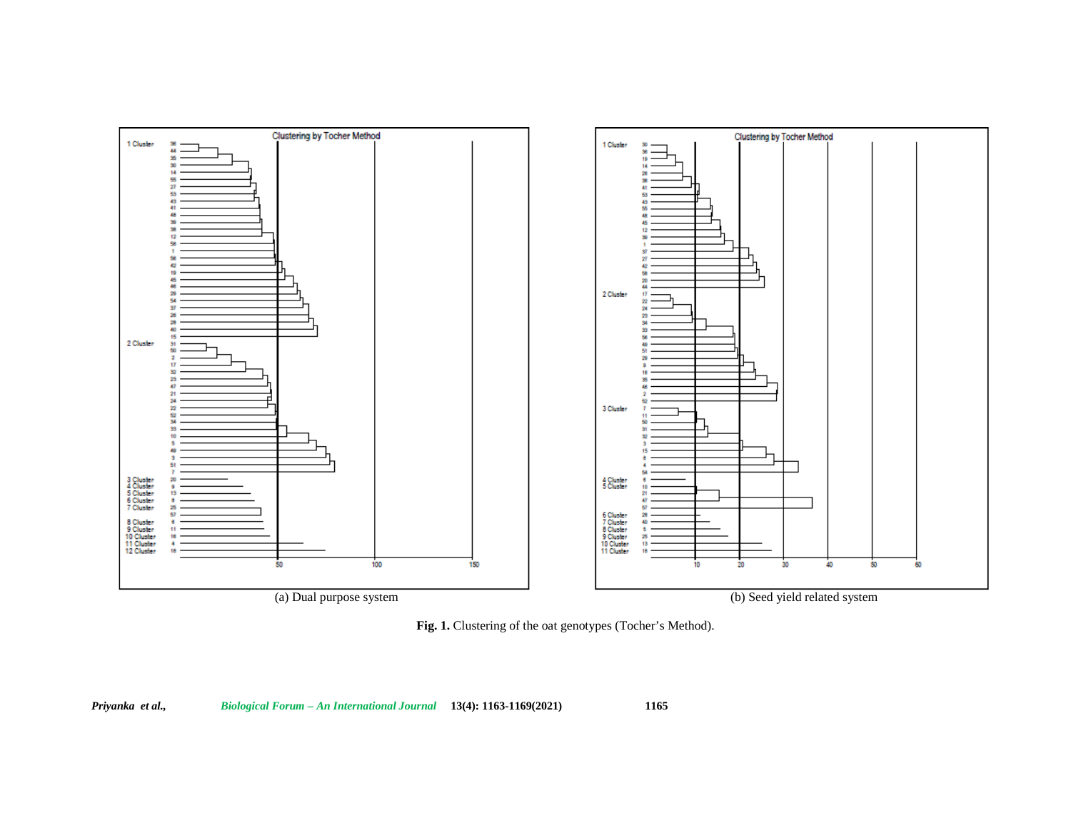(a) Dual purpose system

(b) Seed yield related system

**Fig. 1.** Clustering of the oat genotypes (Tocher's Method).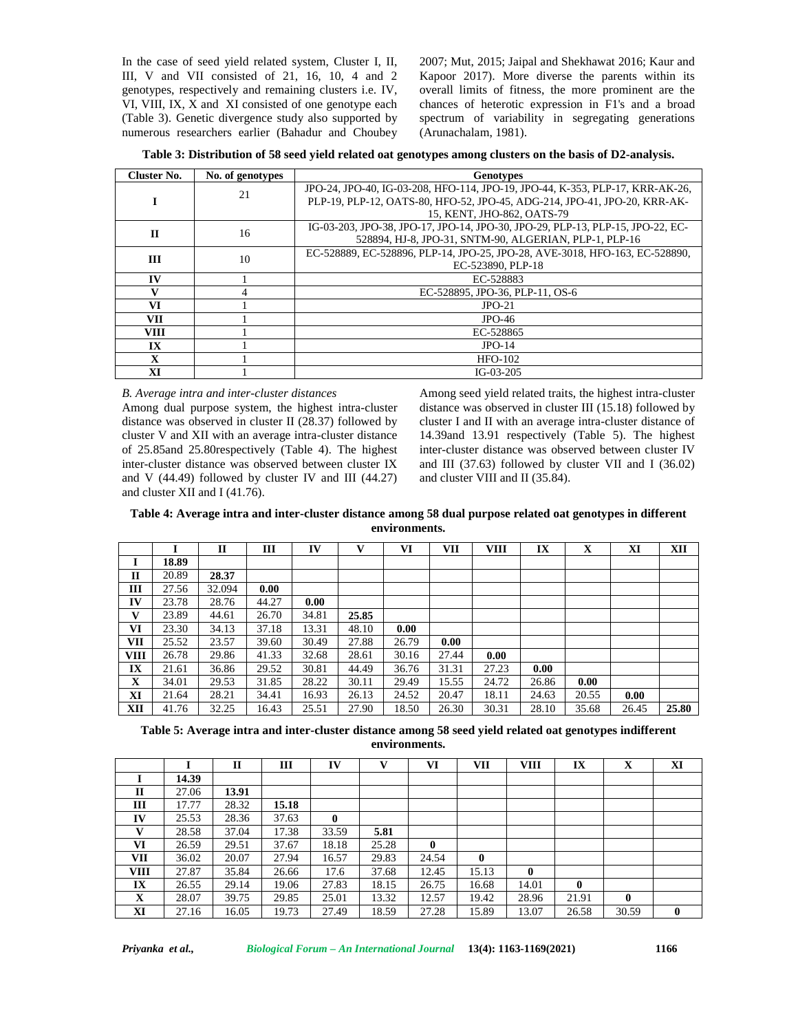In the case of seed yield related system, Cluster I, II, III, V and VII consisted of 21, 16, 10, 4 and 2 genotypes, respectively and remaining clusters i.e. IV, VI, VIII, IX, X and XI consisted of one genotype each (Table 3). Genetic divergence study also supported by numerous researchers earlier (Bahadur and Choubey 2007; Mut, 2015; Jaipal and Shekhawat 2016; Kaur and Kapoor 2017). More diverse the parents within its overall limits of fitness, the more prominent are the chances of heterotic expression in F1's and a broad spectrum of variability in segregating generations (Arunachalam, 1981).

**Table 3: Distribution of 58 seed yield related oat genotypes among clusters on the basis of D2-analysis.**

| Cluster No. | No. of genotypes | Genotypes |
|---|---|---|
| I | 21 | JPO-24, JPO-40, IG-03-208, HFO-114, JPO-19, JPO-44, K-353, PLP-17, KRR-AK-26, PLP-19, PLP-12, OATS-80, HFO-52, JPO-45, ADG-214, JPO-41, JPO-20, KRR-AK-15, KENT, JHO-862, OATS-79 |
| II | 16 | IG-03-203, JPO-38, JPO-17, JPO-14, JPO-30, JPO-29, PLP-13, PLP-15, JPO-22, EC-528894, HJ-8, JPO-31, SNTM-90, ALGERIAN, PLP-1, PLP-16 |
| III | 10 | EC-528889, EC-528896, PLP-14, JPO-25, JPO-28, AVE-3018, HFO-163, EC-528890, EC-523890, PLP-18 |
| IV | 1 | EC-528883 |
| V | 4 | EC-528895, JPO-36, PLP-11, OS-6 |
| VI | 1 | JPO-21 |
| VII | 1 | JPO-46 |
| VIII | 1 | EC-528865 |
| IX | 1 | JPO-14 |
| X | 1 | HFO-102 |
| XI | 1 | IG-03-205 |

*B. Average intra and inter-cluster distances*

Among dual purpose system, the highest intra-cluster distance was observed in cluster II (28.37) followed by cluster V and XII with an average intra-cluster distance of 25.85and 25.80respectively (Table 4). The highest inter-cluster distance was observed between cluster IX and V (44.49) followed by cluster IV and III (44.27) and cluster XII and I (41.76).

Among seed yield related traits, the highest intra-cluster distance was observed in cluster III (15.18) followed by cluster I and II with an average intra-cluster distance of 14.39and 13.91 respectively (Table 5). The highest inter-cluster distance was observed between cluster IV and III (37.63) followed by cluster VII and I (36.02) and cluster VIII and II (35.84).

**Table 4: Average intra and inter-cluster distance among 58 dual purpose related oat genotypes in different environments.**

| | I | II | III | IV | V | VI | VII | VIII | IX | X | XI | XII |
|---|---|---|---|---|---|---|---|---|---|---|---|---|
| **I** | **18.89** | | | | | | | | | | | |
| **II** | 20.89 | **28.37** | | | | | | | | | | |
| **III** | 27.56 | 32.094 | **0.00** | | | | | | | | | |
| **IV** | 23.78 | 28.76 | 44.27 | **0.00** | | | | | | | | |
| **V** | 23.89 | 44.61 | 26.70 | 34.81 | **25.85** | | | | | | | |
| **VI** | 23.30 | 34.13 | 37.18 | 13.31 | 48.10 | **0.00** | | | | | | |
| **VII** | 25.52 | 23.57 | 39.60 | 30.49 | 27.88 | 26.79 | **0.00** | | | | | |
| **VIII** | 26.78 | 29.86 | 41.33 | 32.68 | 28.61 | 30.16 | 27.44 | **0.00** | | | | |
| **IX** | 21.61 | 36.86 | 29.52 | 30.81 | 44.49 | 36.76 | 31.31 | 27.23 | **0.00** | | | |
| **X** | 34.01 | 29.53 | 31.85 | 28.22 | 30.11 | 29.49 | 15.55 | 24.72 | 26.86 | **0.00** | | |
| **XI** | 21.64 | 28.21 | 34.41 | 16.93 | 26.13 | 24.52 | 20.47 | 18.11 | 24.63 | 20.55 | **0.00** | |
| **XII** | 41.76 | 32.25 | 16.43 | 25.51 | 27.90 | 18.50 | 26.30 | 30.31 | 28.10 | 35.68 | 26.45 | **25.80** |

**Table 5: Average intra and inter-cluster distance among 58 seed yield related oat genotypes indifferent environments.**

| | I | II | III | IV | V | VI | VII | VIII | IX | X | XI |
|---|---|---|---|---|---|---|---|---|---|---|---|
| **I** | **14.39** | | | | | | | | | | |
| **II** | 27.06 | **13.91** | | | | | | | | | |
| **III** | 17.77 | 28.32 | **15.18** | | | | | | | | |
| **IV** | 25.53 | 28.36 | 37.63 | **0** | | | | | | | |
| **V** | 28.58 | 37.04 | 17.38 | 33.59 | **5.81** | | | | | | |
| **VI** | 26.59 | 29.51 | 37.67 | 18.18 | 25.28 | **0** | | | | | |
| **VII** | 36.02 | 20.07 | 27.94 | 16.57 | 29.83 | 24.54 | **0** | | | | |
| **VIII** | 27.87 | 35.84 | 26.66 | 17.6 | 37.68 | 12.45 | 15.13 | **0** | | | |
| **IX** | 26.55 | 29.14 | 19.06 | 27.83 | 18.15 | 26.75 | 16.68 | 14.01 | **0** | | |
| **X** | 28.07 | 39.75 | 29.85 | 25.01 | 13.32 | 12.57 | 19.42 | 28.96 | 21.91 | **0** | |
| **XI** | 27.16 | 16.05 | 19.73 | 27.49 | 18.59 | 27.28 | 15.89 | 13.07 | 26.58 | 30.59 | **0** |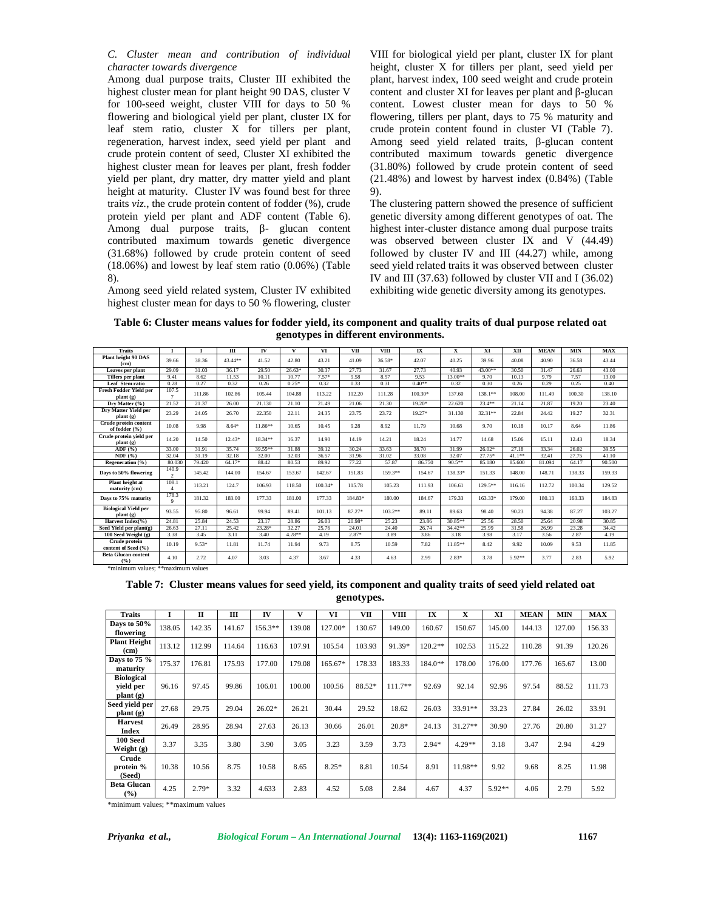*C. Cluster mean and contribution of individual character towards divergence*

Among dual purpose traits, Cluster III exhibited the highest cluster mean for plant height 90 DAS, cluster V for 100-seed weight, cluster VIII for days to 50 % flowering and biological yield per plant, cluster IX for leaf stem ratio, cluster X for tillers per plant, regeneration, harvest index, seed yield per plant and crude protein content of seed, Cluster XI exhibited the highest cluster mean for leaves per plant, fresh fodder yield per plant, dry matter, dry matter yield and plant height at maturity. Cluster IV was found best for three traits *viz.*, the crude protein content of fodder (%), crude protein yield per plant and ADF content (Table 6). Among dual purpose traits, β- glucan content contributed maximum towards genetic divergence (31.68%) followed by crude protein content of seed (18.06%) and lowest by leaf stem ratio (0.06%) (Table 8).

Among seed yield related system, Cluster IV exhibited highest cluster mean for days to 50 % flowering, cluster VIII for biological yield per plant, cluster IX for plant height, cluster X for tillers per plant, seed yield per plant, harvest index, 100 seed weight and crude protein content and cluster XI for leaves per plant and β-glucan content. Lowest cluster mean for days to 50 % flowering, tillers per plant, days to 75 % maturity and crude protein content found in cluster VI (Table 7). Among seed yield related traits, β-glucan content contributed maximum towards genetic divergence (31.80%) followed by crude protein content of seed (21.48%) and lowest by harvest index (0.84%) (Table 9).

The clustering pattern showed the presence of sufficient genetic diversity among different genotypes of oat. The highest inter-cluster distance among dual purpose traits was observed between cluster IX and V (44.49) followed by cluster IV and III (44.27) while, among seed yield related traits it was observed between cluster IV and III (37.63) followed by cluster VII and I (36.02) exhibiting wide genetic diversity among its genotypes.

**Table 6: Cluster means values for fodder yield, its component and quality traits of dual purpose related oat genotypes in different environments.**

| Traits | I | I | III | IV | V | VI | VII | VIII | IX | X | XI | XII | MEAN | MIN | MAX |
|---|---|---|---|---|---|---|---|---|---|---|---|---|---|---|---|
| Plant height 90 DAS (cm) | 39.66 | 38.36 | 43.44** | 41.52 | 42.80 | 43.21 | 41.09 | 36.58* | 42.07 | 40.25 | 39.96 | 40.08 | 40.90 | 36.58 | 43.44 |
| Leaves per plant | 29.09 | 31.03 | 36.17 | 29.50 | 26.63* | 30.37 | 27.73 | 31.67 | 27.73 | 40.93 | 43.00** | 30.50 | 31.47 | 26.63 | 43.00 |
| Tillers per plant | 9.41 | 8.62 | 11.53 | 10.11 | 10.77 | 7.57* | 9.58 | 8.57 | 9.53 | 13.00** | 9.70 | 10.13 | 9.79 | 7.57 | 13.00 |
| Leaf Stem ratio | 0.28 | 0.27 | 0.32 | 0.26 | 0.25* | 0.32 | 0.33 | 0.31 | 0.40** | 0.32 | 0.30 | 0.26 | 0.29 | 0.25 | 0.40 |
| Fresh Fodder Yield per plant (g) | 107.57 | 111.86 | 102.86 | 105.44 | 104.88 | 113.22 | 112.20 | 111.28 | 100.30* | 137.60 | 138.1** | 108.00 | 111.49 | 100.30 | 138.10 |
| Dry Matter (%) | 21.52 | 21.37 | 26.00 | 21.130 | 21.10 | 21.49 | 21.06 | 21.30 | 19.20* | 22.620 | 23.4** | 21.14 | 21.87 | 19.20 | 23.40 |
| Dry Matter Yield per plant (g) | 23.29 | 24.05 | 26.70 | 22.350 | 22.11 | 24.35 | 23.75 | 23.72 | 19.27* | 31.130 | 32.31** | 22.84 | 24.42 | 19.27 | 32.31 |
| Crude protein content of fodder (%) | 10.08 | 9.98 | 8.64* | 11.86** | 10.65 | 10.45 | 9.28 | 8.92 | 11.79 | 10.68 | 9.70 | 10.18 | 10.17 | 8.64 | 11.86 |
| Crude protein yield per plant (g) | 14.20 | 14.50 | 12.43* | 18.34** | 16.37 | 14.90 | 14.19 | 14.21 | 18.24 | 14.77 | 14.68 | 15.06 | 15.11 | 12.43 | 18.34 |
| ADF (%) | 33.00 | 31.91 | 35.74 | 39.55** | 31.88 | 39.12 | 30.24 | 33.63 | 38.70 | 31.99 | 26.02* | 27.18 | 33.34 | 26.02 | 39.55 |
| NDF (%) | 32.04 | 31.19 | 32.18 | 32.00 | 32.03 | 36.57 | 31.96 | 31.02 | 33.08 | 32.07 | 27.75* | 41.1** | 32.41 | 27.75 | 41.10 |
| Regeneration (%) | 80.030 | 79.420 | 64.17* | 88.42 | 80.53 | 89.92 | 77.22 | 57.87 | 86.750 | 90.5** | 85.180 | 85.600 | 81.094 | 64.17 | 90.500 |
| Days to 50% flowering | 140.92 | 145.42 | 144.00 | 154.67 | 153.67 | 142.67 | 151.83 | 159.3** | 154.67 | 138.33* | 151.33 | 148.00 | 148.71 | 138.33 | 159.33 |
| Plant height at maturity (cm) | 108.14 | 113.21 | 124.7 | 106.93 | 118.50 | 100.34* | 115.78 | 105.23 | 111.93 | 106.61 | 129.5** | 116.16 | 112.72 | 100.34 | 129.52 |
| Days to 75% maturity | 178.39 | 181.32 | 183.00 | 177.33 | 181.00 | 177.33 | 184.83* | 180.00 | 184.67 | 179.33 | 163.33* | 179.00 | 180.13 | 163.33 | 184.83 |
| Biological Yield per plant (g) | 93.55 | 95.80 | 96.61 | 99.94 | 89.41 | 101.13 | 87.27* | 103.2** | 89.11 | 89.63 | 98.40 | 90.23 | 94.38 | 87.27 | 103.27 |
| Harvest Index(%) | 24.81 | 25.84 | 24.53 | 23.17 | 28.86 | 26.03 | 20.98* | 25.23 | 23.86 | 30.85** | 25.56 | 28.50 | 25.64 | 20.98 | 30.85 |
| Seed Yield per plant(g) | 26.63 | 27.11 | 25.42 | 23.28* | 32.27 | 25.76 | 24.01 | 24.40 | 26.74 | 34.42** | 25.99 | 31.58 | 26.99 | 23.28 | 34.42 |
| 100 Seed Weight (g) | 3.38 | 3.45 | 3.11 | 3.40 | 4.28** | 4.19 | 2.87* | 3.89 | 3.86 | 3.18 | 3.98 | 3.17 | 3.56 | 2.87 | 4.19 |
| Crude protein content of Seed (%) | 10.19 | 9.53* | 11.81 | 11.74 | 11.94 | 9.73 | 8.75 | 10.59 | 7.82 | 11.85** | 8.42 | 9.92 | 10.09 | 9.53 | 11.85 |
| Beta Glucan content (%) | 4.10 | 2.72 | 4.07 | 3.03 | 4.37 | 3.67 | 4.33 | 4.63 | 2.99 | 2.83* | 3.78 | 5.92** | 3.77 | 2.83 | 5.92 |

*minimum values; **maximum values

**Table 7: Cluster means values for seed yield, its component and quality traits of seed yield related oat genotypes.**

| Traits | I | II | III | IV | V | VI | VII | VIII | IX | X | XI | MEAN | MIN | MAX |
|---|---|---|---|---|---|---|---|---|---|---|---|---|---|---|
| Days to 50% flowering | 138.05 | 142.35 | 141.67 | 156.3** | 139.08 | 127.00* | 130.67 | 149.00 | 160.67 | 150.67 | 145.00 | 144.13 | 127.00 | 156.33 |
| Plant Height (cm) | 113.12 | 112.99 | 114.64 | 116.63 | 107.91 | 105.54 | 103.93 | 91.39* | 120.2** | 102.53 | 115.22 | 110.28 | 91.39 | 120.26 |
| Days to 75 % maturity | 175.37 | 176.81 | 175.93 | 177.00 | 179.08 | 165.67* | 178.33 | 183.33 | 184.0** | 178.00 | 176.00 | 177.76 | 165.67 | 13.00 |
| Biological yield per plant (g) | 96.16 | 97.45 | 99.86 | 106.01 | 100.00 | 100.56 | 88.52* | 111.7** | 92.69 | 92.14 | 92.96 | 97.54 | 88.52 | 111.73 |
| Seed yield per plant (g) | 27.68 | 29.75 | 29.04 | 26.02* | 26.21 | 30.44 | 29.52 | 18.62 | 26.03 | 33.91** | 33.23 | 27.84 | 26.02 | 33.91 |
| Harvest Index | 26.49 | 28.95 | 28.94 | 27.63 | 26.13 | 30.66 | 26.01 | 20.8* | 24.13 | 31.27** | 30.90 | 27.76 | 20.80 | 31.27 |
| 100 Seed Weight (g) | 3.37 | 3.35 | 3.80 | 3.90 | 3.05 | 3.23 | 3.59 | 3.73 | 2.94* | 4.29** | 3.18 | 3.47 | 2.94 | 4.29 |
| Crude protein % (Seed) | 10.38 | 10.56 | 8.75 | 10.58 | 8.65 | 8.25* | 8.81 | 10.54 | 8.91 | 11.98** | 9.92 | 9.68 | 8.25 | 11.98 |
| Beta Glucan (%) | 4.25 | 2.79* | 3.32 | 4.633 | 2.83 | 4.52 | 5.08 | 2.84 | 4.67 | 4.37 | 5.92** | 4.06 | 2.79 | 5.92 |

*minimum values; **maximum values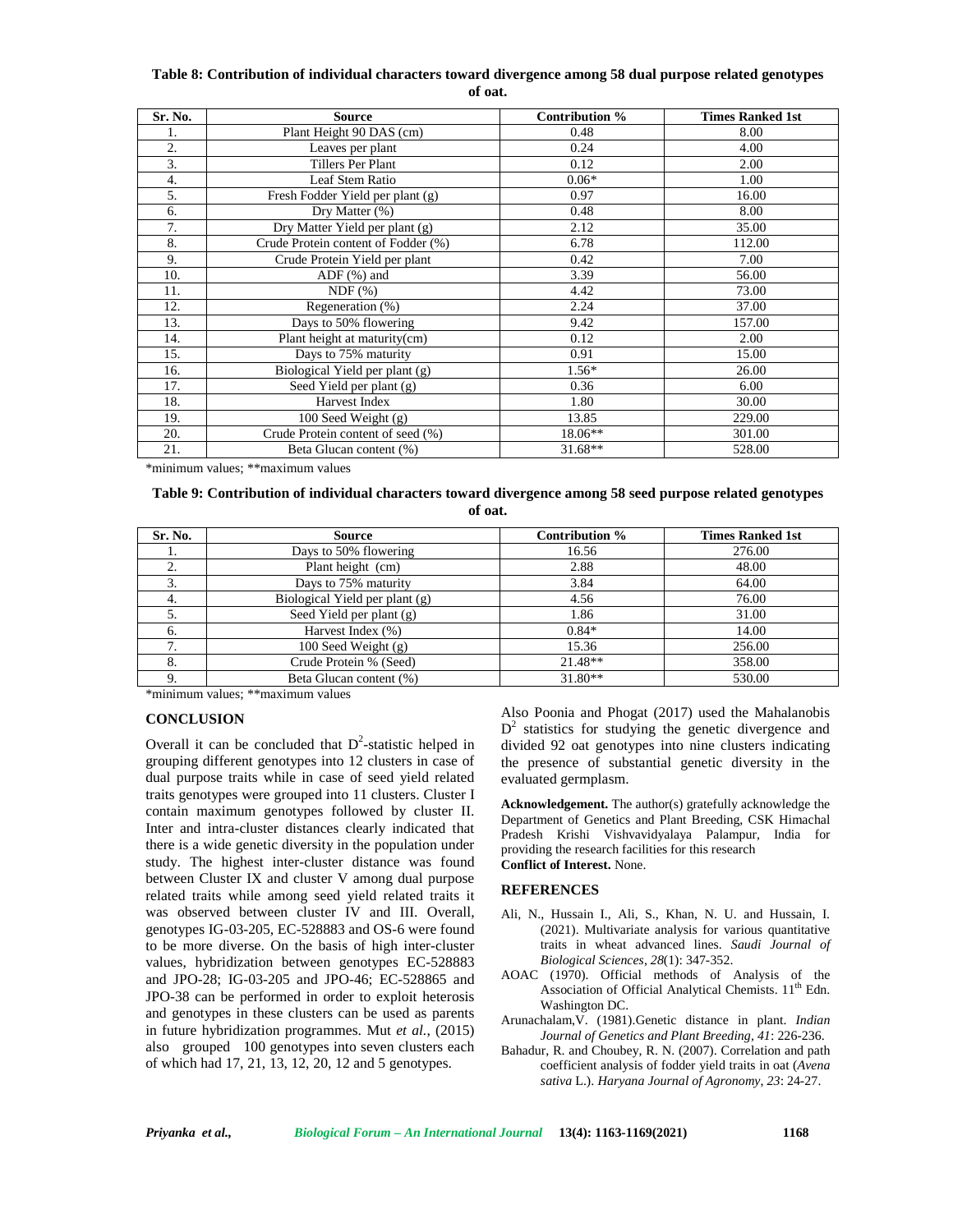**Table 8: Contribution of individual characters toward divergence among 58 dual purpose related genotypes of oat.**

| Sr. No. | Source | Contribution % | Times Ranked 1st |
|---|---|---|---|
| 1. | Plant Height 90 DAS (cm) | 0.48 | 8.00 |
| 2. | Leaves per plant | 0.24 | 4.00 |
| 3. | Tillers Per Plant | 0.12 | 2.00 |
| 4. | Leaf Stem Ratio | 0.06* | 1.00 |
| 5. | Fresh Fodder Yield per plant (g) | 0.97 | 16.00 |
| 6. | Dry Matter (%) | 0.48 | 8.00 |
| 7. | Dry Matter Yield per plant (g) | 2.12 | 35.00 |
| 8. | Crude Protein content of Fodder (%) | 6.78 | 112.00 |
| 9. | Crude Protein Yield per plant | 0.42 | 7.00 |
| 10. | ADF (%) and | 3.39 | 56.00 |
| 11. | NDF (%) | 4.42 | 73.00 |
| 12. | Regeneration (%) | 2.24 | 37.00 |
| 13. | Days to 50% flowering | 9.42 | 157.00 |
| 14. | Plant height at maturity(cm) | 0.12 | 2.00 |
| 15. | Days to 75% maturity | 0.91 | 15.00 |
| 16. | Biological Yield per plant (g) | 1.56* | 26.00 |
| 17. | Seed Yield per plant (g) | 0.36 | 6.00 |
| 18. | Harvest Index | 1.80 | 30.00 |
| 19. | 100 Seed Weight (g) | 13.85 | 229.00 |
| 20. | Crude Protein content of seed (%) | 18.06** | 301.00 |
| 21. | Beta Glucan content (%) | 31.68** | 528.00 |

*minimum values; **maximum values

**Table 9: Contribution of individual characters toward divergence among 58 seed purpose related genotypes of oat.**

| Sr. No. | Source | Contribution % | Times Ranked 1st |
|---|---|---|---|
| 1. | Days to 50% flowering | 16.56 | 276.00 |
| 2. | Plant height (cm) | 2.88 | 48.00 |
| 3. | Days to 75% maturity | 3.84 | 64.00 |
| 4. | Biological Yield per plant (g) | 4.56 | 76.00 |
| 5. | Seed Yield per plant (g) | 1.86 | 31.00 |
| 6. | Harvest Index (%) | 0.84* | 14.00 |
| 7. | 100 Seed Weight (g) | 15.36 | 256.00 |
| 8. | Crude Protein % (Seed) | 21.48** | 358.00 |
| 9. | Beta Glucan content (%) | 31.80** | 530.00 |

*minimum values; **maximum values

## CONCLUSION

Overall it can be concluded that $D^2$-statistic helped in grouping different genotypes into 12 clusters in case of dual purpose traits while in case of seed yield related traits genotypes were grouped into 11 clusters. Cluster I contain maximum genotypes followed by cluster II. Inter and intra-cluster distances clearly indicated that there is a wide genetic diversity in the population under study. The highest inter-cluster distance was found between Cluster IX and cluster V among dual purpose related traits while among seed yield related traits it was observed between cluster IV and III. Overall, genotypes IG-03-205, EC-528883 and OS-6 were found to be more diverse. On the basis of high inter-cluster values, hybridization between genotypes EC-528883 and JPO-28; IG-03-205 and JPO-46; EC-528865 and JPO-38 can be performed in order to exploit heterosis and genotypes in these clusters can be used as parents in future hybridization programmes. Mut *et al.*, (2015) also grouped 100 genotypes into seven clusters each of which had 17, 21, 13, 12, 20, 12 and 5 genotypes. Also Poonia and Phogat (2017) used the Mahalanobis $D^2$ statistics for studying the genetic divergence and divided 92 oat genotypes into nine clusters indicating the presence of substantial genetic diversity in the evaluated germplasm.

**Acknowledgement.** The author(s) gratefully acknowledge the Department of Genetics and Plant Breeding, CSK Himachal Pradesh Krishi Vishvavidyalaya Palampur, India for providing the research facilities for this research

**Conflict of Interest.** None.

## REFERENCES

Ali, N., Hussain I., Ali, S., Khan, N. U. and Hussain, I. (2021). Multivariate analysis for various quantitative traits in wheat advanced lines. *Saudi Journal of Biological Sciences*, *28*(1): 347-352.

AOAC (1970). Official methods of Analysis of the Association of Official Analytical Chemists. 11th Edn. Washington DC.

Arunachalam,V. (1981).Genetic distance in plant. *Indian Journal of Genetics and Plant Breeding*, *41*: 226-236.

Bahadur, R. and Choubey, R. N. (2007). Correlation and path coefficient analysis of fodder yield traits in oat (*Avena sativa* L.). *Haryana Journal of Agronomy*, *23*: 24-27.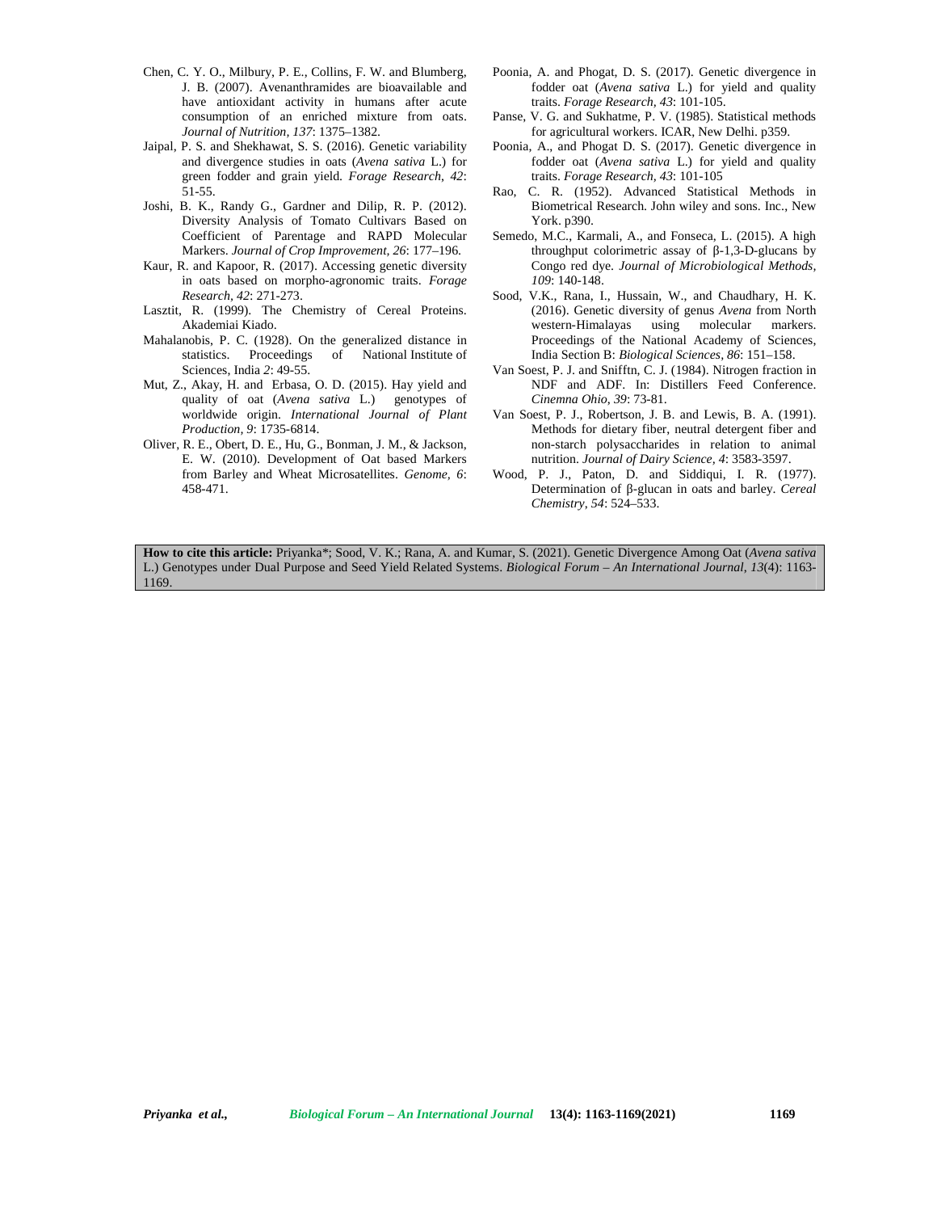Chen, C. Y. O., Milbury, P. E., Collins, F. W. and Blumberg, J. B. (2007). Avenanthramides are bioavailable and have antioxidant activity in humans after acute consumption of an enriched mixture from oats. *Journal of Nutrition, 137*: 1375–1382.

Jaipal, P. S. and Shekhawat, S. S. (2016). Genetic variability and divergence studies in oats (*Avena sativa* L.) for green fodder and grain yield. *Forage Research, 42*: 51-55.

Joshi, B. K., Randy G., Gardner and Dilip, R. P. (2012). Diversity Analysis of Tomato Cultivars Based on Coefficient of Parentage and RAPD Molecular Markers. *Journal of Crop Improvement, 26*: 177–196.

Kaur, R. and Kapoor, R. (2017). Accessing genetic diversity in oats based on morpho-agronomic traits. *Forage Research, 42*: 271-273.

Lasztit, R. (1999). The Chemistry of Cereal Proteins. Akademiai Kiado.

Mahalanobis, P. C. (1928). On the generalized distance in statistics. Proceedings of National Institute of Sciences, India *2*: 49-55.

Mut, Z., Akay, H. and Erbasa, O. D. (2015). Hay yield and quality of oat (*Avena sativa* L.) genotypes of worldwide origin. *International Journal of Plant Production, 9*: 1735-6814.

Oliver, R. E., Obert, D. E., Hu, G., Bonman, J. M., & Jackson, E. W. (2010). Development of Oat based Markers from Barley and Wheat Microsatellites. *Genome, 6*: 458-471.

Poonia, A. and Phogat, D. S. (2017). Genetic divergence in fodder oat (*Avena sativa* L.) for yield and quality traits. *Forage Research, 43*: 101-105.

Panse, V. G. and Sukhatme, P. V. (1985). Statistical methods for agricultural workers. ICAR, New Delhi. p359.

Poonia, A., and Phogat D. S. (2017). Genetic divergence in fodder oat (*Avena sativa* L.) for yield and quality traits. *Forage Research, 43*: 101-105

Rao, C. R. (1952). Advanced Statistical Methods in Biometrical Research. John wiley and sons. Inc., New York. p390.

Semedo, M.C., Karmali, A., and Fonseca, L. (2015). A high throughput colorimetric assay of β-1,3-D-glucans by Congo red dye. *Journal of Microbiological Methods, 109*: 140-148.

Sood, V.K., Rana, I., Hussain, W., and Chaudhary, H. K. (2016). Genetic diversity of genus *Avena* from North western-Himalayas using molecular markers. Proceedings of the National Academy of Sciences, India Section B: *Biological Sciences, 86*: 151–158.

Van Soest, P. J. and Snifftn, C. J. (1984). Nitrogen fraction in NDF and ADF. In: Distillers Feed Conference. *Cinemna Ohio, 39*: 73-81.

Van Soest, P. J., Robertson, J. B. and Lewis, B. A. (1991). Methods for dietary fiber, neutral detergent fiber and non-starch polysaccharides in relation to animal nutrition. *Journal of Dairy Science, 4*: 3583-3597.

Wood, P. J., Paton, D. and Siddiqui, I. R. (1977). Determination of β-glucan in oats and barley. *Cereal Chemistry, 54*: 524–533.

**How to cite this article:** Priyanka*; Sood, V. K.; Rana, A. and Kumar, S. (2021). Genetic Divergence Among Oat (*Avena sativa* L.) Genotypes under Dual Purpose and Seed Yield Related Systems. *Biological Forum – An International Journal, 13*(4): 1163-1169.